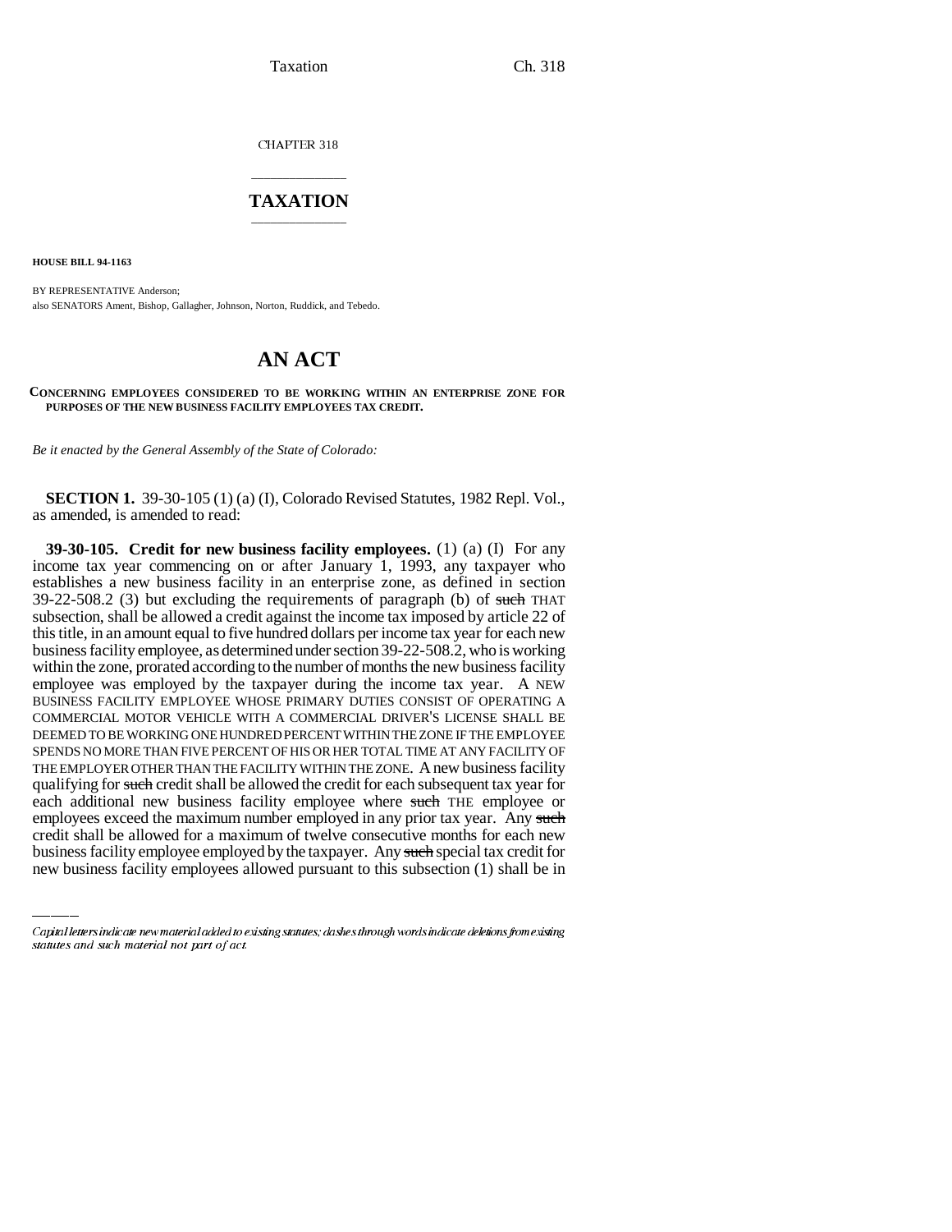CHAPTER 318

# TAXATION

**HOUSE BILL 94-1163**

BY REPRESENTATIVE Anderson;
also SENATORS Ament, Bishop, Gallagher, Johnson, Norton, Ruddick, and Tebedo.

# AN ACT

**CONCERNING EMPLOYEES CONSIDERED TO BE WORKING WITHIN AN ENTERPRISE ZONE FOR PURPOSES OF THE NEW BUSINESS FACILITY EMPLOYEES TAX CREDIT.**

*Be it enacted by the General Assembly of the State of Colorado:*

**SECTION 1.** 39-30-105 (1) (a) (I), Colorado Revised Statutes, 1982 Repl. Vol., as amended, is amended to read:

**39-30-105. Credit for new business facility employees.** (1) (a) (I) For any income tax year commencing on or after January 1, 1993, any taxpayer who establishes a new business facility in an enterprise zone, as defined in section 39-22-508.2 (3) but excluding the requirements of paragraph (b) of ~~such~~ THAT subsection, shall be allowed a credit against the income tax imposed by article 22 of this title, in an amount equal to five hundred dollars per income tax year for each new business facility employee, as determined under section 39-22-508.2, who is working within the zone, prorated according to the number of months the new business facility employee was employed by the taxpayer during the income tax year. A NEW BUSINESS FACILITY EMPLOYEE WHOSE PRIMARY DUTIES CONSIST OF OPERATING A COMMERCIAL MOTOR VEHICLE WITH A COMMERCIAL DRIVER'S LICENSE SHALL BE DEEMED TO BE WORKING ONE HUNDRED PERCENT WITHIN THE ZONE IF THE EMPLOYEE SPENDS NO MORE THAN FIVE PERCENT OF HIS OR HER TOTAL TIME AT ANY FACILITY OF THE EMPLOYER OTHER THAN THE FACILITY WITHIN THE ZONE. A new business facility qualifying for ~~such~~ credit shall be allowed the credit for each subsequent tax year for each additional new business facility employee where ~~such~~ THE employee or employees exceed the maximum number employed in any prior tax year. Any ~~such~~ credit shall be allowed for a maximum of twelve consecutive months for each new business facility employee employed by the taxpayer. Any ~~such~~ special tax credit for new business facility employees allowed pursuant to this subsection (1) shall be in

Capital letters indicate new material added to existing statutes; dashes through words indicate deletions from existing statutes and such material not part of act.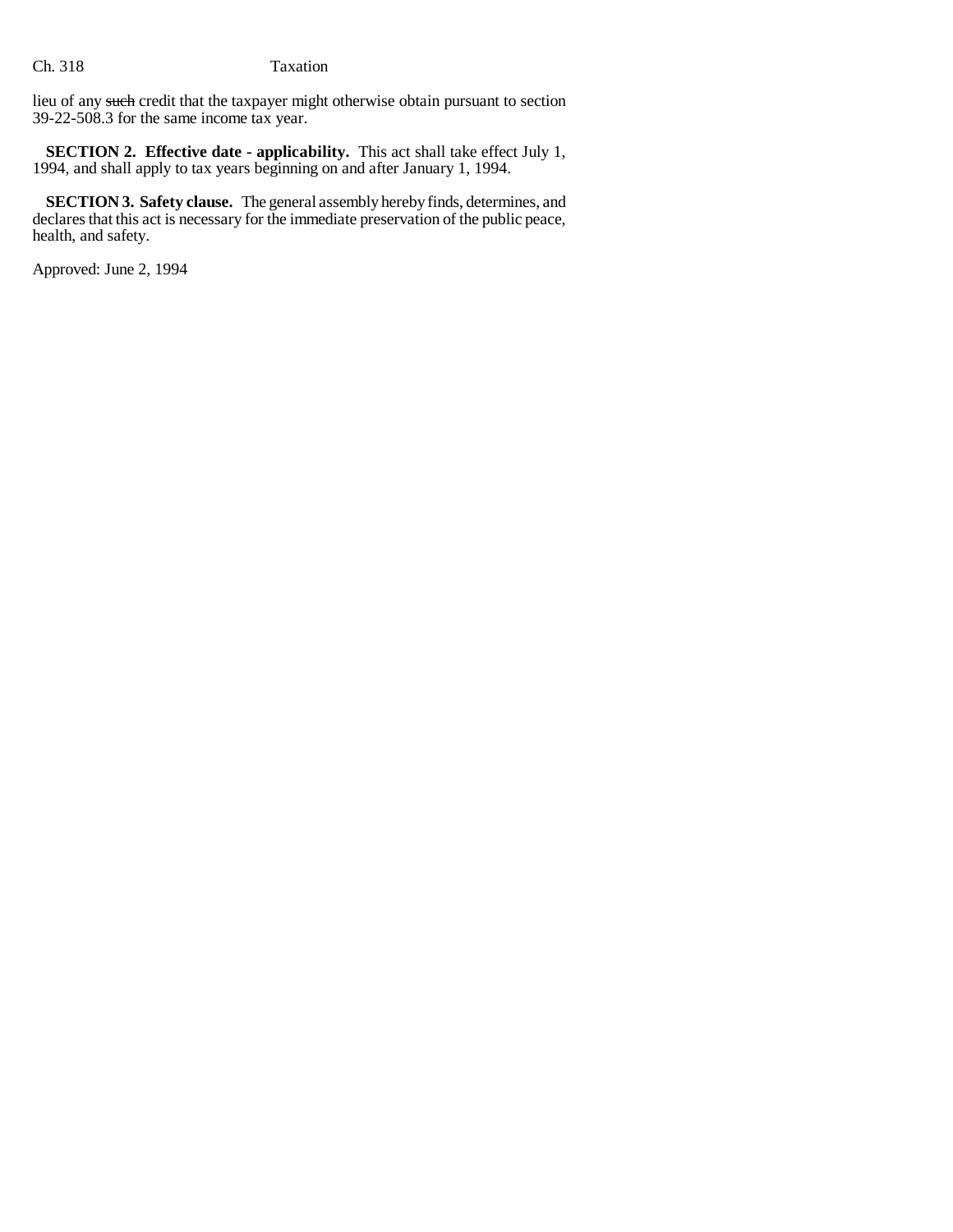lieu of any ~~such~~ credit that the taxpayer might otherwise obtain pursuant to section 39-22-508.3 for the same income tax year.

**SECTION 2. Effective date - applicability.** This act shall take effect July 1, 1994, and shall apply to tax years beginning on and after January 1, 1994.

**SECTION 3. Safety clause.** The general assembly hereby finds, determines, and declares that this act is necessary for the immediate preservation of the public peace, health, and safety.

Approved: June 2, 1994